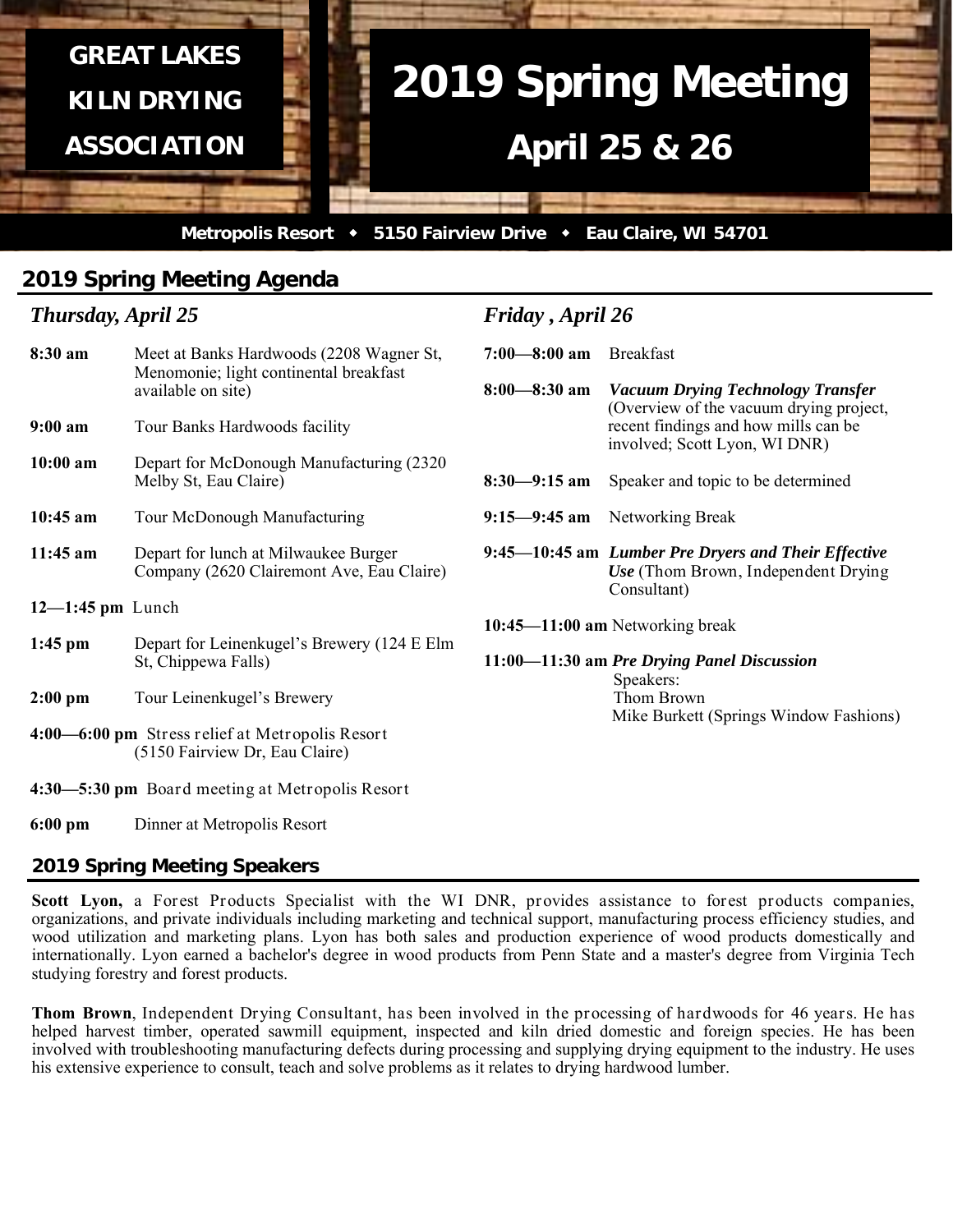# GREAT LAKES KILN DRYING ASSOCIATION

# 2019 Spring Meeting

## April 25 & 26

**Metropolis Resort ◆ 5150 Fairview Drive ◆ Eau Claire, WI 54701**

## 2019 Spring Meeting Agenda

### *Thursday, April 25*

**8:30 am** Meet at Banks Hardwoods (2208 Wagner St, Menomonie; light continental breakfast available on site)

**9:00 am** Tour Banks Hardwoods facility

**10:00 am** Depart for McDonough Manufacturing (2320 Melby St, Eau Claire)

**10:45 am** Tour McDonough Manufacturing

**11:45 am** Depart for lunch at Milwaukee Burger Company (2620 Clairemont Ave, Eau Claire)

**12—1:45 pm** Lunch

**1:45 pm** Depart for Leinenkugel's Brewery (124 E Elm St, Chippewa Falls)

**2:00 pm** Tour Leinenkugel's Brewery

**4:00—6:00 pm** Stress relief at Metropolis Resort (5150 Fairview Dr, Eau Claire)

**4:30—5:30 pm** Board meeting at Metropolis Resort

**6:00 pm** Dinner at Metropolis Resort

### *Friday , April 26*

**7:00—8:00 am** Breakfast

**8:00—8:30 am** ***Vacuum Drying Technology Transfer*** (Overview of the vacuum drying project, recent findings and how mills can be involved; Scott Lyon, WI DNR)

**8:30—9:15 am** Speaker and topic to be determined

**9:15—9:45 am** Networking Break

**9:45—10:45 am** ***Lumber Pre Dryers and Their Effective Use*** (Thom Brown, Independent Drying Consultant)

**10:45—11:00 am** Networking break

**11:00—11:30 am** ***Pre Drying Panel Discussion***
Speakers:
Thom Brown
Mike Burkett (Springs Window Fashions)

## 2019 Spring Meeting Speakers

**Scott Lyon,** a Forest Products Specialist with the WI DNR, provides assistance to forest products companies, organizations, and private individuals including marketing and technical support, manufacturing process efficiency studies, and wood utilization and marketing plans. Lyon has both sales and production experience of wood products domestically and internationally. Lyon earned a bachelor's degree in wood products from Penn State and a master's degree from Virginia Tech studying forestry and forest products.

**Thom Brown**, Independent Drying Consultant, has been involved in the processing of hardwoods for 46 years. He has helped harvest timber, operated sawmill equipment, inspected and kiln dried domestic and foreign species. He has been involved with troubleshooting manufacturing defects during processing and supplying drying equipment to the industry. He uses his extensive experience to consult, teach and solve problems as it relates to drying hardwood lumber.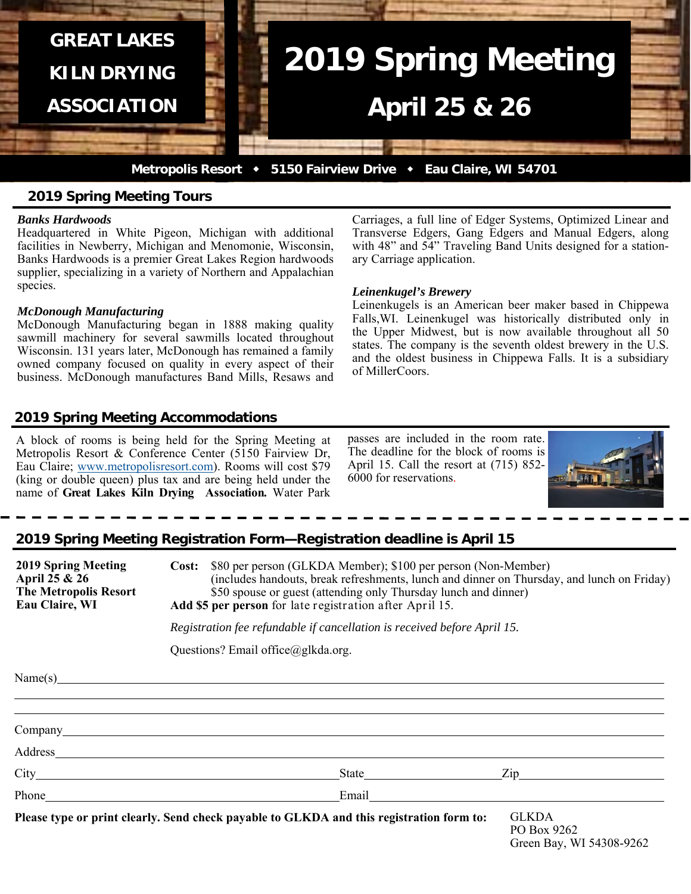# GREAT LAKES KILN DRYING ASSOCIATION

# 2019 Spring Meeting

## April 25 & 26

**Metropolis Resort ◆ 5150 Fairview Drive ◆ Eau Claire, WI 54701**

## 2019 Spring Meeting Tours

***Banks Hardwoods***
Headquartered in White Pigeon, Michigan with additional facilities in Newberry, Michigan and Menomonie, Wisconsin, Banks Hardwoods is a premier Great Lakes Region hardwoods supplier, specializing in a variety of Northern and Appalachian species.

***McDonough Manufacturing***
McDonough Manufacturing began in 1888 making quality sawmill machinery for several sawmills located throughout Wisconsin. 131 years later, McDonough has remained a family owned company focused on quality in every aspect of their business. McDonough manufactures Band Mills, Resaws and Carriages, a full line of Edger Systems, Optimized Linear and Transverse Edgers, Gang Edgers and Manual Edgers, along with 48" and 54" Traveling Band Units designed for a stationary Carriage application.

***Leinenkugel's Brewery***
Leinenkugels is an American beer maker based in Chippewa Falls,WI. Leinenkugel was historically distributed only in the Upper Midwest, but is now available throughout all 50 states. The company is the seventh oldest brewery in the U.S. and the oldest business in Chippewa Falls. It is a subsidiary of MillerCoors.

## 2019 Spring Meeting Accommodations

A block of rooms is being held for the Spring Meeting at Metropolis Resort & Conference Center (5150 Fairview Dr, Eau Claire; www.metropolisresort.com). Rooms will cost $79 (king or double queen) plus tax and are being held under the name of **Great Lakes Kiln Drying Association.** Water Park passes are included in the room rate. The deadline for the block of rooms is April 15. Call the resort at (715) 852-6000 for reservations.

## 2019 Spring Meeting Registration Form—Registration deadline is April 15

**2019 Spring Meeting**
**April 25 & 26**
**The Metropolis Resort**
**Eau Claire, WI**

**Cost:** $80 per person (GLKDA Member); $100 per person (Non-Member)
(includes handouts, break refreshments, lunch and dinner on Thursday, and lunch on Friday)
$50 spouse or guest (attending only Thursday lunch and dinner)
**Add $5 per person** for late registration after April 15.

*Registration fee refundable if cancellation is received before April 15.*

Questions? Email office@glkda.org.

Name(s)\_\_\_\_\_\_\_\_\_\_\_\_\_\_\_\_\_\_\_\_\_\_\_\_\_\_\_\_\_\_

\_\_\_\_\_\_\_\_\_\_\_\_\_\_\_\_\_\_\_\_\_\_\_\_\_\_\_\_\_\_

\_\_\_\_\_\_\_\_\_\_\_\_\_\_\_\_\_\_\_\_\_\_\_\_\_\_\_\_\_\_

Company\_\_\_\_\_\_\_\_\_\_\_\_\_\_\_\_\_\_\_\_\_\_\_\_\_\_\_\_\_\_

Address\_\_\_\_\_\_\_\_\_\_\_\_\_\_\_\_\_\_\_\_\_\_\_\_\_\_\_\_\_\_

City\_\_\_\_\_\_\_\_\_\_\_\_\_\_\_\_ State\_\_\_\_\_\_\_\_\_\_ Zip\_\_\_\_\_\_\_\_\_\_

Phone\_\_\_\_\_\_\_\_\_\_\_\_\_\_\_\_ Email\_\_\_\_\_\_\_\_\_\_\_\_\_\_\_\_

**Please type or print clearly. Send check payable to GLKDA and this registration form to:**

GLKDA
PO Box 9262
Green Bay, WI 54308-9262